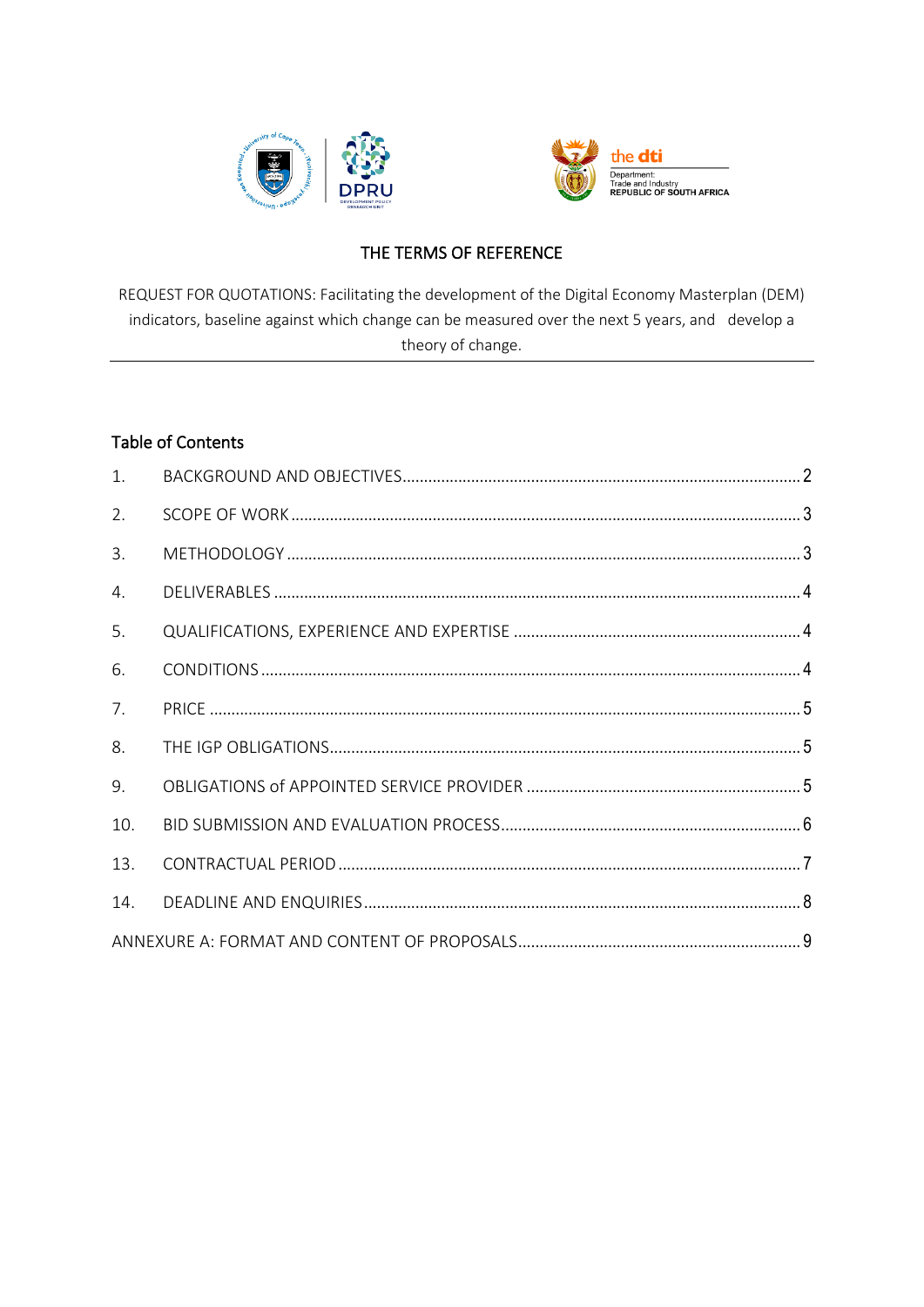# THE TERMS OF REFERENCE

REQUEST FOR QUOTATIONS: Facilitating the development of the Digital Economy Masterplan (DEM) indicators, baseline against which change can be measured over the next 5 years, and develop a theory of change.

## Table of Contents

1. BACKGROUND AND OBJECTIVES .......... 2
2. SCOPE OF WORK .......... 3
3. METHODOLOGY .......... 3
4. DELIVERABLES .......... 4
5. QUALIFICATIONS, EXPERIENCE AND EXPERTISE .......... 4
6. CONDITIONS .......... 4
7. PRICE .......... 5
8. THE IGP OBLIGATIONS .......... 5
9. OBLIGATIONS of APPOINTED SERVICE PROVIDER .......... 5
10. BID SUBMISSION AND EVALUATION PROCESS .......... 6
13. CONTRACTUAL PERIOD .......... 7
14. DEADLINE AND ENQUIRIES .......... 8

ANNEXURE A: FORMAT AND CONTENT OF PROPOSALS .......... 9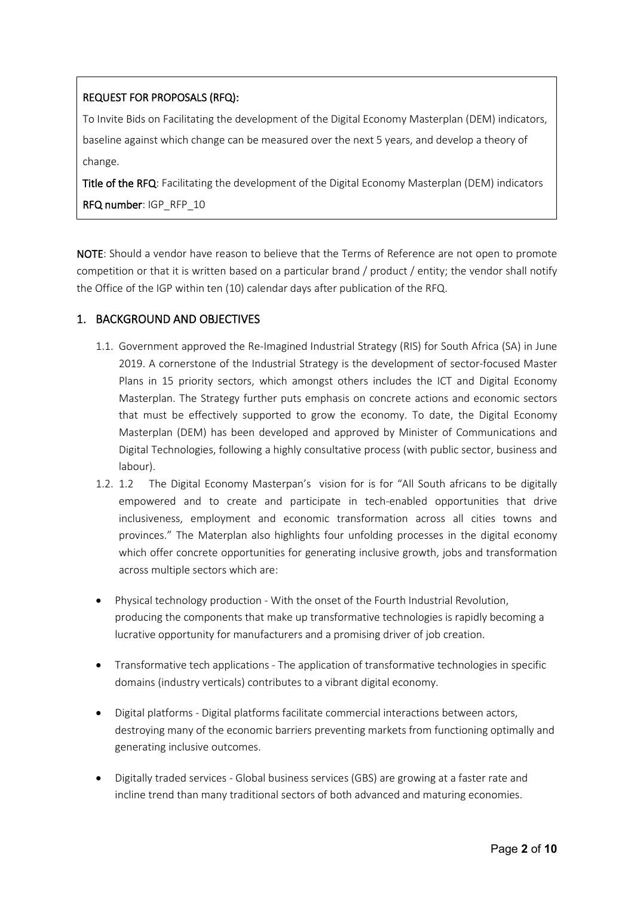**REQUEST FOR PROPOSALS (RFQ):**

To Invite Bids on Facilitating the development of the Digital Economy Masterplan (DEM) indicators, baseline against which change can be measured over the next 5 years, and develop a theory of change.

**Title of the RFQ**: Facilitating the development of the Digital Economy Masterplan (DEM) indicators

**RFQ number**: IGP_RFP_10

**NOTE**: Should a vendor have reason to believe that the Terms of Reference are not open to promote competition or that it is written based on a particular brand / product / entity; the vendor shall notify the Office of the IGP within ten (10) calendar days after publication of the RFQ.

## 1. BACKGROUND AND OBJECTIVES

1.1. Government approved the Re-Imagined Industrial Strategy (RIS) for South Africa (SA) in June 2019. A cornerstone of the Industrial Strategy is the development of sector-focused Master Plans in 15 priority sectors, which amongst others includes the ICT and Digital Economy Masterplan. The Strategy further puts emphasis on concrete actions and economic sectors that must be effectively supported to grow the economy. To date, the Digital Economy Masterplan (DEM) has been developed and approved by Minister of Communications and Digital Technologies, following a highly consultative process (with public sector, business and labour).

1.2. 1.2 The Digital Economy Masterpan's vision for is for "All South africans to be digitally empowered and to create and participate in tech-enabled opportunities that drive inclusiveness, employment and economic transformation across all cities towns and provinces." The Materplan also highlights four unfolding processes in the digital economy which offer concrete opportunities for generating inclusive growth, jobs and transformation across multiple sectors which are:

- Physical technology production - With the onset of the Fourth Industrial Revolution, producing the components that make up transformative technologies is rapidly becoming a lucrative opportunity for manufacturers and a promising driver of job creation.
- Transformative tech applications - The application of transformative technologies in specific domains (industry verticals) contributes to a vibrant digital economy.
- Digital platforms - Digital platforms facilitate commercial interactions between actors, destroying many of the economic barriers preventing markets from functioning optimally and generating inclusive outcomes.
- Digitally traded services - Global business services (GBS) are growing at a faster rate and incline trend than many traditional sectors of both advanced and maturing economies.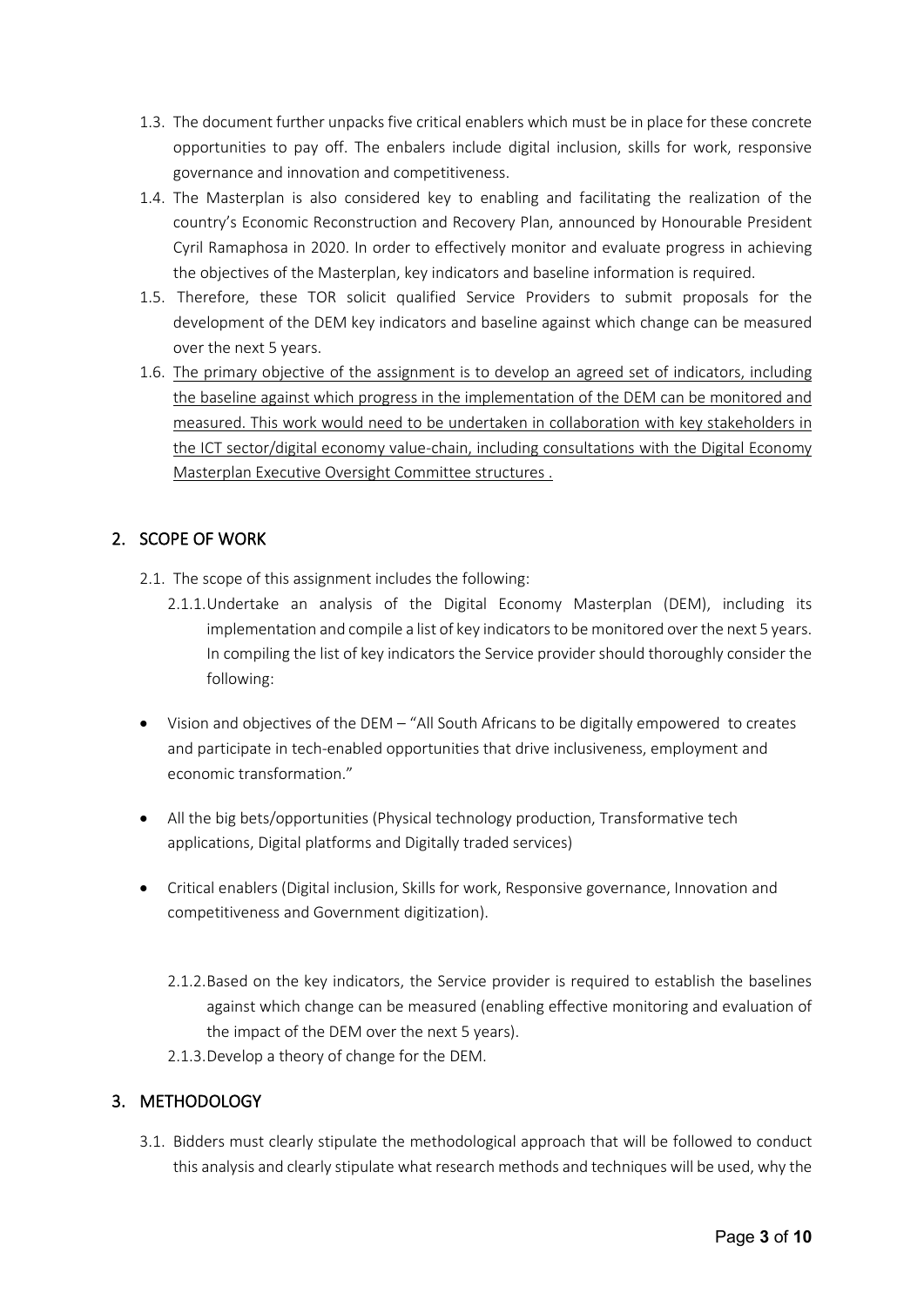1.3. The document further unpacks five critical enablers which must be in place for these concrete opportunities to pay off. The enbalers include digital inclusion, skills for work, responsive governance and innovation and competitiveness.

1.4. The Masterplan is also considered key to enabling and facilitating the realization of the country's Economic Reconstruction and Recovery Plan, announced by Honourable President Cyril Ramaphosa in 2020. In order to effectively monitor and evaluate progress in achieving the objectives of the Masterplan, key indicators and baseline information is required.

1.5. Therefore, these TOR solicit qualified Service Providers to submit proposals for the development of the DEM key indicators and baseline against which change can be measured over the next 5 years.

1.6. <u>The primary objective of the assignment is to develop an agreed set of indicators, including the baseline against which progress in the implementation of the DEM can be monitored and measured. This work would need to be undertaken in collaboration with key stakeholders in the ICT sector/digital economy value-chain, including consultations with the Digital Economy Masterplan Executive Oversight Committee structures .</u>

## 2. SCOPE OF WORK

2.1. The scope of this assignment includes the following:

2.1.1. Undertake an analysis of the Digital Economy Masterplan (DEM), including its implementation and compile a list of key indicators to be monitored over the next 5 years. In compiling the list of key indicators the Service provider should thoroughly consider the following:

- Vision and objectives of the DEM – "All South Africans to be digitally empowered to creates and participate in tech-enabled opportunities that drive inclusiveness, employment and economic transformation."
- All the big bets/opportunities (Physical technology production, Transformative tech applications, Digital platforms and Digitally traded services)
- Critical enablers (Digital inclusion, Skills for work, Responsive governance, Innovation and competitiveness and Government digitization).

2.1.2. Based on the key indicators, the Service provider is required to establish the baselines against which change can be measured (enabling effective monitoring and evaluation of the impact of the DEM over the next 5 years).

2.1.3. Develop a theory of change for the DEM.

## 3. METHODOLOGY

3.1. Bidders must clearly stipulate the methodological approach that will be followed to conduct this analysis and clearly stipulate what research methods and techniques will be used, why the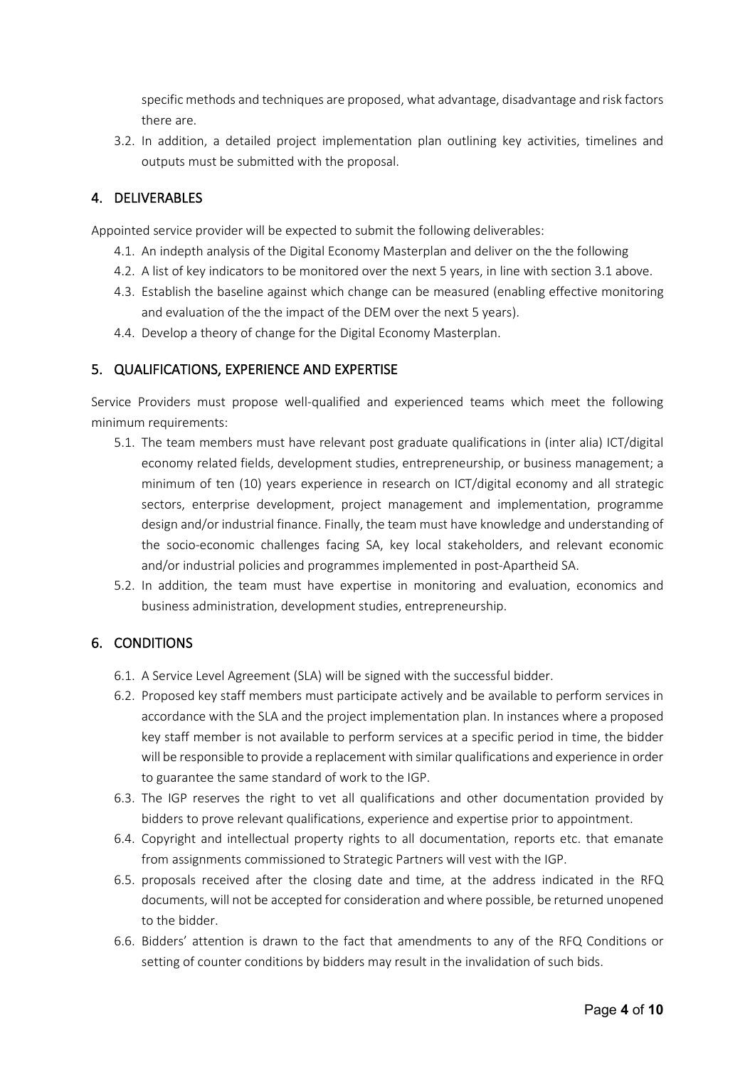specific methods and techniques are proposed, what advantage, disadvantage and risk factors there are.

3.2. In addition, a detailed project implementation plan outlining key activities, timelines and outputs must be submitted with the proposal.

## 4. DELIVERABLES

Appointed service provider will be expected to submit the following deliverables:

4.1. An indepth analysis of the Digital Economy Masterplan and deliver on the the following

4.2. A list of key indicators to be monitored over the next 5 years, in line with section 3.1 above.

4.3. Establish the baseline against which change can be measured (enabling effective monitoring and evaluation of the the impact of the DEM over the next 5 years).

4.4. Develop a theory of change for the Digital Economy Masterplan.

## 5. QUALIFICATIONS, EXPERIENCE AND EXPERTISE

Service Providers must propose well-qualified and experienced teams which meet the following minimum requirements:

5.1. The team members must have relevant post graduate qualifications in (inter alia) ICT/digital economy related fields, development studies, entrepreneurship, or business management; a minimum of ten (10) years experience in research on ICT/digital economy and all strategic sectors, enterprise development, project management and implementation, programme design and/or industrial finance. Finally, the team must have knowledge and understanding of the socio-economic challenges facing SA, key local stakeholders, and relevant economic and/or industrial policies and programmes implemented in post-Apartheid SA.

5.2. In addition, the team must have expertise in monitoring and evaluation, economics and business administration, development studies, entrepreneurship.

## 6. CONDITIONS

6.1. A Service Level Agreement (SLA) will be signed with the successful bidder.

6.2. Proposed key staff members must participate actively and be available to perform services in accordance with the SLA and the project implementation plan. In instances where a proposed key staff member is not available to perform services at a specific period in time, the bidder will be responsible to provide a replacement with similar qualifications and experience in order to guarantee the same standard of work to the IGP.

6.3. The IGP reserves the right to vet all qualifications and other documentation provided by bidders to prove relevant qualifications, experience and expertise prior to appointment.

6.4. Copyright and intellectual property rights to all documentation, reports etc. that emanate from assignments commissioned to Strategic Partners will vest with the IGP.

6.5. proposals received after the closing date and time, at the address indicated in the RFQ documents, will not be accepted for consideration and where possible, be returned unopened to the bidder.

6.6. Bidders' attention is drawn to the fact that amendments to any of the RFQ Conditions or setting of counter conditions by bidders may result in the invalidation of such bids.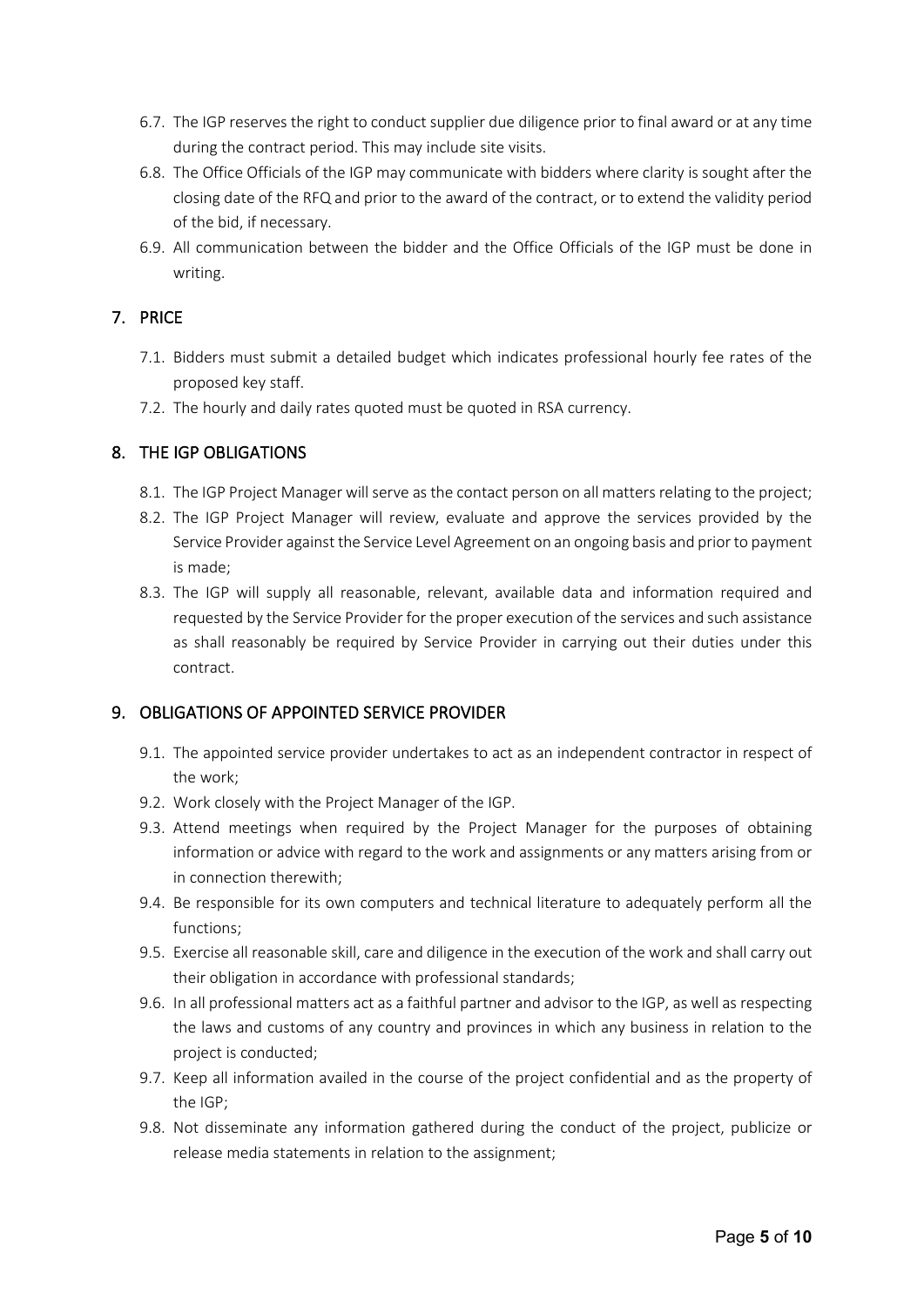6.7. The IGP reserves the right to conduct supplier due diligence prior to final award or at any time during the contract period. This may include site visits.

6.8. The Office Officials of the IGP may communicate with bidders where clarity is sought after the closing date of the RFQ and prior to the award of the contract, or to extend the validity period of the bid, if necessary.

6.9. All communication between the bidder and the Office Officials of the IGP must be done in writing.

## 7. PRICE

7.1. Bidders must submit a detailed budget which indicates professional hourly fee rates of the proposed key staff.

7.2. The hourly and daily rates quoted must be quoted in RSA currency.

## 8. THE IGP OBLIGATIONS

8.1. The IGP Project Manager will serve as the contact person on all matters relating to the project;

8.2. The IGP Project Manager will review, evaluate and approve the services provided by the Service Provider against the Service Level Agreement on an ongoing basis and prior to payment is made;

8.3. The IGP will supply all reasonable, relevant, available data and information required and requested by the Service Provider for the proper execution of the services and such assistance as shall reasonably be required by Service Provider in carrying out their duties under this contract.

## 9. OBLIGATIONS OF APPOINTED SERVICE PROVIDER

9.1. The appointed service provider undertakes to act as an independent contractor in respect of the work;

9.2. Work closely with the Project Manager of the IGP.

9.3. Attend meetings when required by the Project Manager for the purposes of obtaining information or advice with regard to the work and assignments or any matters arising from or in connection therewith;

9.4. Be responsible for its own computers and technical literature to adequately perform all the functions;

9.5. Exercise all reasonable skill, care and diligence in the execution of the work and shall carry out their obligation in accordance with professional standards;

9.6. In all professional matters act as a faithful partner and advisor to the IGP, as well as respecting the laws and customs of any country and provinces in which any business in relation to the project is conducted;

9.7. Keep all information availed in the course of the project confidential and as the property of the IGP;

9.8. Not disseminate any information gathered during the conduct of the project, publicize or release media statements in relation to the assignment;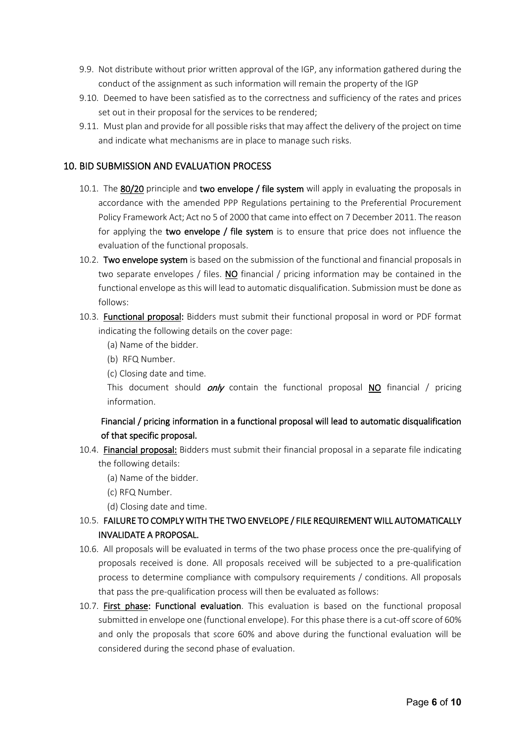9.9. Not distribute without prior written approval of the IGP, any information gathered during the conduct of the assignment as such information will remain the property of the IGP

9.10. Deemed to have been satisfied as to the correctness and sufficiency of the rates and prices set out in their proposal for the services to be rendered;

9.11. Must plan and provide for all possible risks that may affect the delivery of the project on time and indicate what mechanisms are in place to manage such risks.

## 10. BID SUBMISSION AND EVALUATION PROCESS

10.1. The **80/20** principle and **two envelope / file system** will apply in evaluating the proposals in accordance with the amended PPP Regulations pertaining to the Preferential Procurement Policy Framework Act; Act no 5 of 2000 that came into effect on 7 December 2011. The reason for applying the **two envelope / file system** is to ensure that price does not influence the evaluation of the functional proposals.

10.2. **Two envelope system** is based on the submission of the functional and financial proposals in two separate envelopes / files. **NO** financial / pricing information may be contained in the functional envelope as this will lead to automatic disqualification. Submission must be done as follows:

10.3. **Functional proposal:** Bidders must submit their functional proposal in word or PDF format indicating the following details on the cover page:

(a) Name of the bidder.

(b) RFQ Number.

(c) Closing date and time.

This document should ***only*** contain the functional proposal **NO** financial / pricing information.

Financial / pricing information in a functional proposal will lead to automatic disqualification of that specific proposal.

10.4. **Financial proposal:** Bidders must submit their financial proposal in a separate file indicating the following details:

(a) Name of the bidder.

(c) RFQ Number.

(d) Closing date and time.

10.5. **FAILURE TO COMPLY WITH THE TWO ENVELOPE / FILE REQUIREMENT WILL AUTOMATICALLY INVALIDATE A PROPOSAL.**

10.6. All proposals will be evaluated in terms of the two phase process once the pre-qualifying of proposals received is done. All proposals received will be subjected to a pre-qualification process to determine compliance with compulsory requirements / conditions. All proposals that pass the pre-qualification process will then be evaluated as follows:

10.7. **First phase: Functional evaluation**. This evaluation is based on the functional proposal submitted in envelope one (functional envelope). For this phase there is a cut-off score of 60% and only the proposals that score 60% and above during the functional evaluation will be considered during the second phase of evaluation.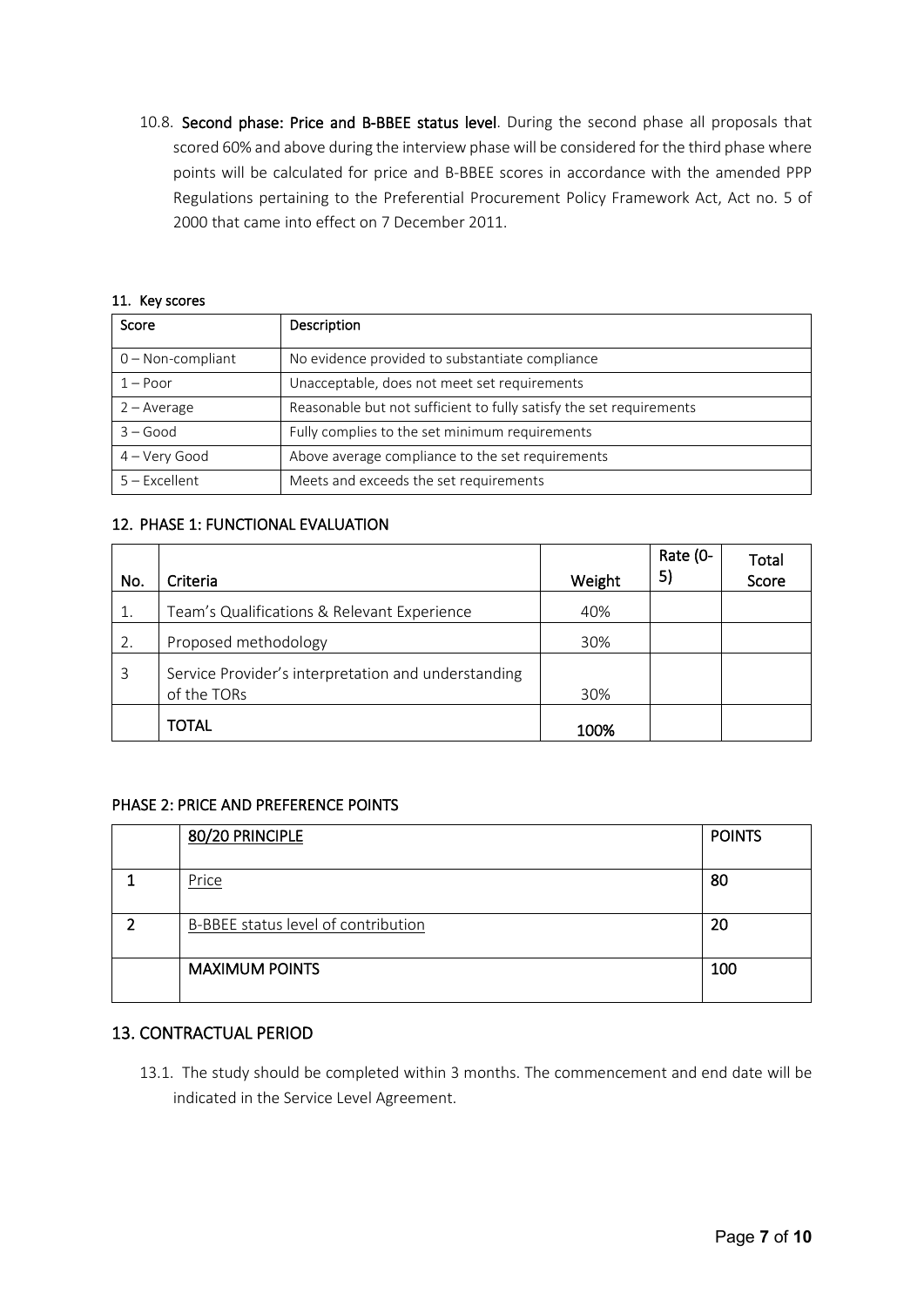10.8. **Second phase: Price and B-BBEE status level**. During the second phase all proposals that scored 60% and above during the interview phase will be considered for the third phase where points will be calculated for price and B-BBEE scores in accordance with the amended PPP Regulations pertaining to the Preferential Procurement Policy Framework Act, Act no. 5 of 2000 that came into effect on 7 December 2011.

## 11. Key scores

| Score | Description |
|---|---|
| 0 – Non-compliant | No evidence provided to substantiate compliance |
| 1 – Poor | Unacceptable, does not meet set requirements |
| 2 – Average | Reasonable but not sufficient to fully satisfy the set requirements |
| 3 – Good | Fully complies to the set minimum requirements |
| 4 – Very Good | Above average compliance to the set requirements |
| 5 – Excellent | Meets and exceeds the set requirements |

## 12. PHASE 1: FUNCTIONAL EVALUATION

| No. | Criteria | Weight | Rate (0-5) | Total Score |
|---|---|---|---|---|
| 1. | Team's Qualifications & Relevant Experience | 40% | | |
| 2. | Proposed methodology | 30% | | |
| 3 | Service Provider's interpretation and understanding of the TORs | 30% | | |
| | **TOTAL** | **100%** | | |

## PHASE 2: PRICE AND PREFERENCE POINTS

| | 80/20 PRINCIPLE | POINTS |
|---|---|---|
| 1 | Price | 80 |
| 2 | B-BBEE status level of contribution | 20 |
| | MAXIMUM POINTS | 100 |

## 13. CONTRACTUAL PERIOD

13.1. The study should be completed within 3 months. The commencement and end date will be indicated in the Service Level Agreement.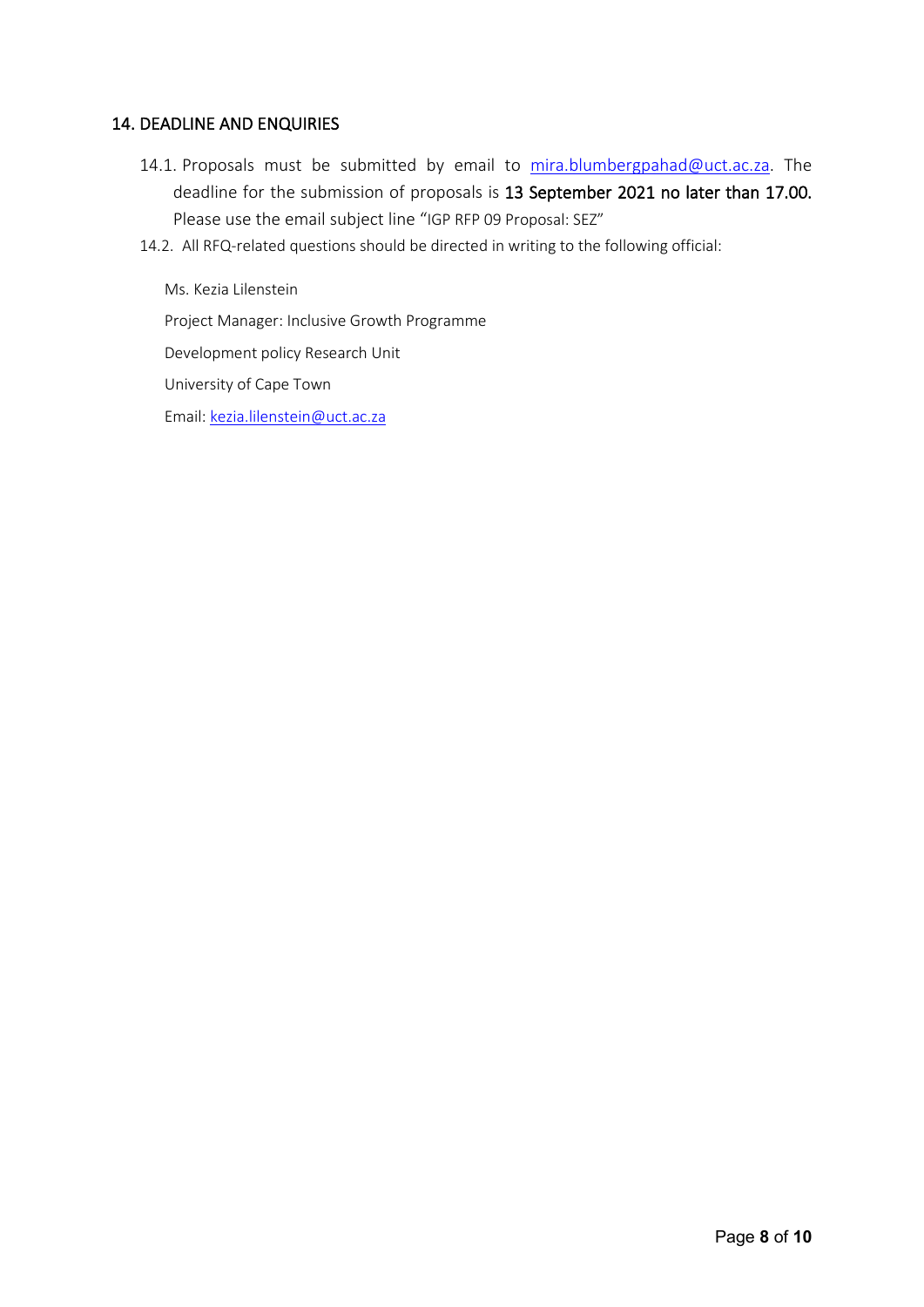## 14. DEADLINE AND ENQUIRIES

14.1. Proposals must be submitted by email to mira.blumbergpahad@uct.ac.za. The deadline for the submission of proposals is **13 September 2021 no later than 17.00.** Please use the email subject line "IGP RFP 09 Proposal: SEZ"

14.2. All RFQ-related questions should be directed in writing to the following official:

Ms. Kezia Lilenstein

Project Manager: Inclusive Growth Programme

Development policy Research Unit

University of Cape Town

Email: kezia.lilenstein@uct.ac.za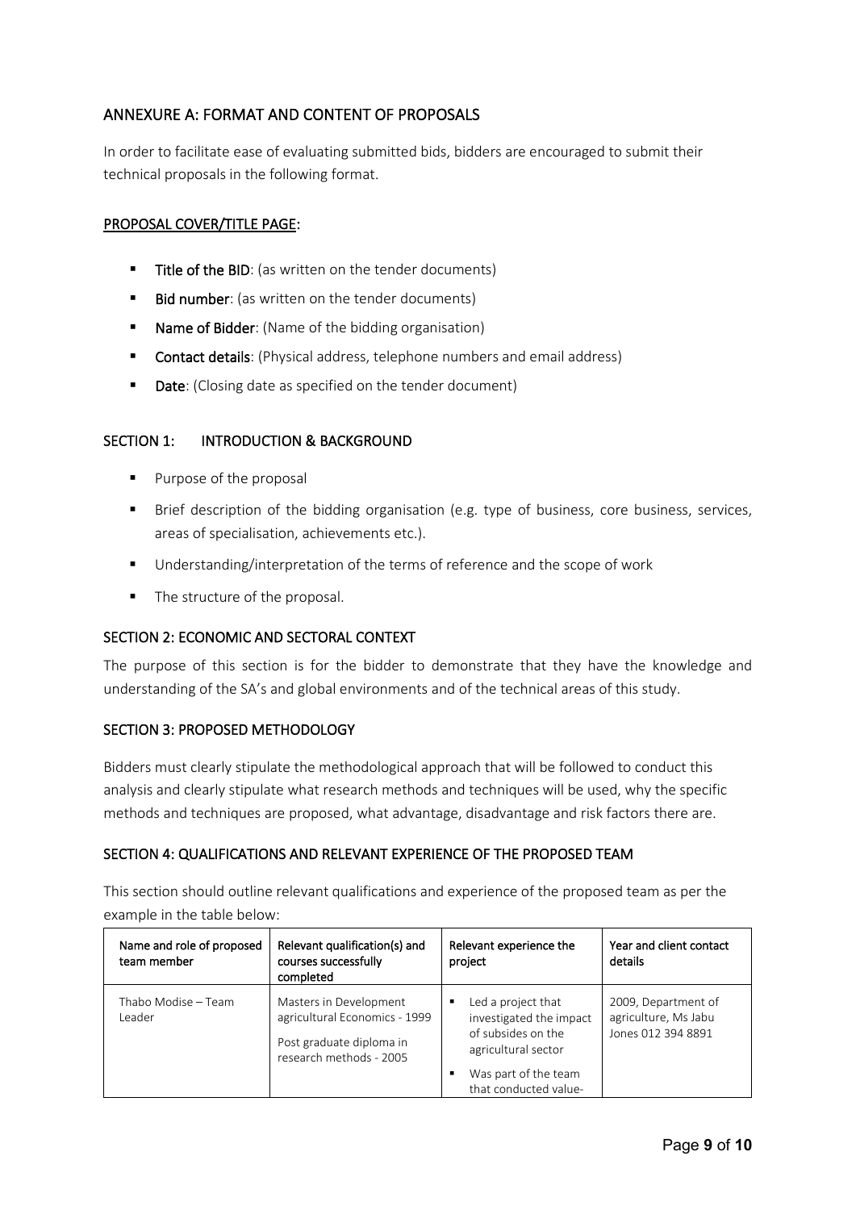## ANNEXURE A: FORMAT AND CONTENT OF PROPOSALS

In order to facilitate ease of evaluating submitted bids, bidders are encouraged to submit their technical proposals in the following format.

### PROPOSAL COVER/TITLE PAGE:

- **Title of the BID**: (as written on the tender documents)
- **Bid number**: (as written on the tender documents)
- **Name of Bidder**: (Name of the bidding organisation)
- **Contact details**: (Physical address, telephone numbers and email address)
- **Date**: (Closing date as specified on the tender document)

### SECTION 1: INTRODUCTION & BACKGROUND

- Purpose of the proposal
- Brief description of the bidding organisation (e.g. type of business, core business, services, areas of specialisation, achievements etc.).
- Understanding/interpretation of the terms of reference and the scope of work
- The structure of the proposal.

### SECTION 2: ECONOMIC AND SECTORAL CONTEXT

The purpose of this section is for the bidder to demonstrate that they have the knowledge and understanding of the SA's and global environments and of the technical areas of this study.

### SECTION 3: PROPOSED METHODOLOGY

Bidders must clearly stipulate the methodological approach that will be followed to conduct this analysis and clearly stipulate what research methods and techniques will be used, why the specific methods and techniques are proposed, what advantage, disadvantage and risk factors there are.

### SECTION 4: QUALIFICATIONS AND RELEVANT EXPERIENCE OF THE PROPOSED TEAM

This section should outline relevant qualifications and experience of the proposed team as per the example in the table below:

| Name and role of proposed team member | Relevant qualification(s) and courses successfully completed | Relevant experience the project | Year and client contact details |
|---|---|---|---|
| Thabo Modise – Team Leader | Masters in Development agricultural Economics - 1999<br><br>Post graduate diploma in research methods - 2005 | ▪ Led a project that investigated the impact of subsides on the agricultural sector<br>▪ Was part of the team that conducted value- | 2009, Department of agriculture, Ms Jabu Jones 012 394 8891 |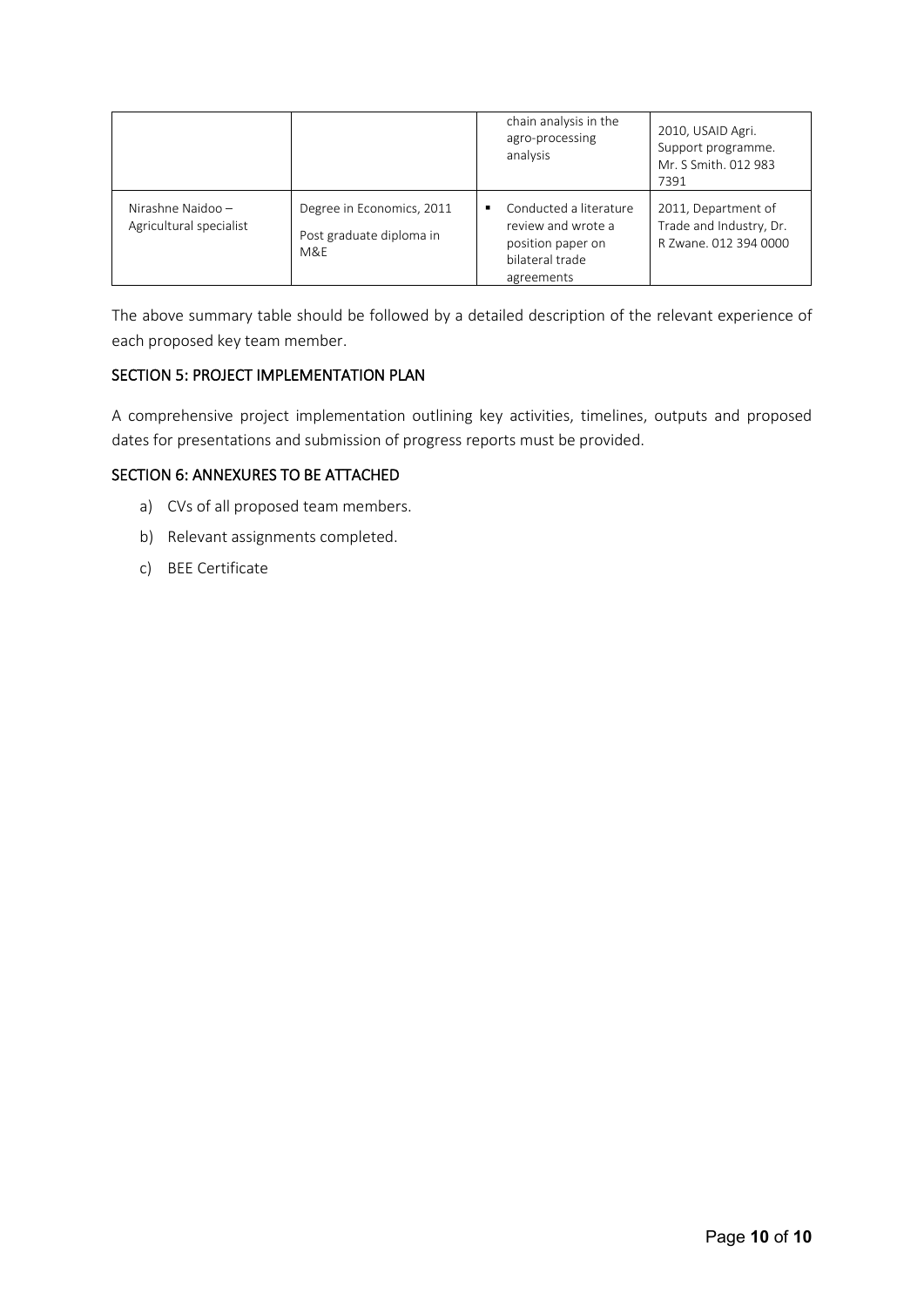| | | | |
|---|---|---|---|
| | | chain analysis in the agro-processing analysis | 2010, USAID Agri. Support programme. Mr. S Smith. 012 983 7391 |
| Nirashne Naidoo – Agricultural specialist | Degree in Economics, 2011<br><br>Post graduate diploma in M&E | ▪ Conducted a literature review and wrote a position paper on bilateral trade agreements | 2011, Department of Trade and Industry, Dr. R Zwane. 012 394 0000 |

The above summary table should be followed by a detailed description of the relevant experience of each proposed key team member.

## SECTION 5: PROJECT IMPLEMENTATION PLAN

A comprehensive project implementation outlining key activities, timelines, outputs and proposed dates for presentations and submission of progress reports must be provided.

## SECTION 6: ANNEXURES TO BE ATTACHED

a) CVs of all proposed team members.

b) Relevant assignments completed.

c) BEE Certificate